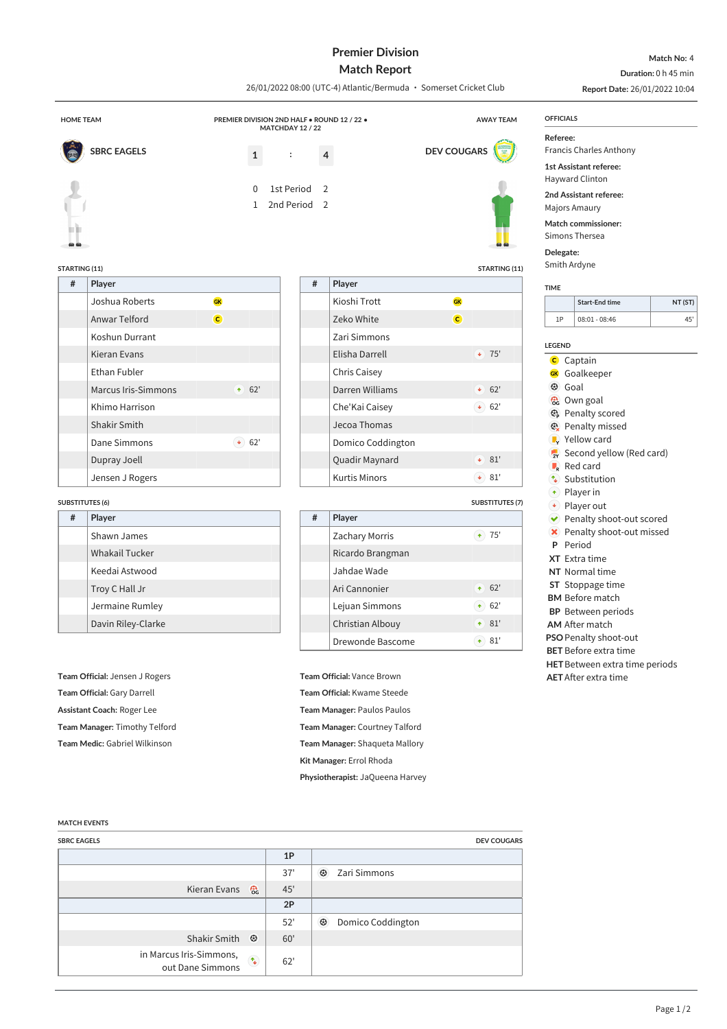# Premier Division
## Match Report

26/01/2022 08:00 (UTC-4) Atlantic/Bermuda • Somerset Cricket Club

**Match No:** 4
**Duration:** 0 h 45 min
**Report Date:** 26/01/2022 10:04

HOME TEAM | PREMIER DIVISION 2ND HALF • ROUND 12 / 22 • MATCHDAY 12 / 22 | AWAY TEAM

**SBRC EAGLES** 1 : 4 **DEV COUGARS**

| | | |
|---|---|---|
| 0 | 1st Period | 2 |
| 1 | 2nd Period | 2 |

### SBRC EAGLES — STARTING (11)

| # | Player | | |
|---|---|---|---|
| | Joshua Roberts | GK | |
| | Anwar Telford | C | |
| | Koshun Durrant | | |
| | Kieran Evans | | |
| | Ethan Fubler | | |
| | Marcus Iris-Simmons | Player in | 62' |
| | Khimo Harrison | | |
| | Shakir Smith | | |
| | Dane Simmons | Player out | 62' |
| | Dupray Joell | | |
| | Jensen J Rogers | | |

### DEV COUGARS — STARTING (11)

| # | Player | | |
|---|---|---|---|
| | Kioshi Trott | GK | |
| | Zeko White | C | |
| | Zari Simmons | | |
| | Elisha Darrell | Player out | 75' |
| | Chris Caisey | | |
| | Darren Williams | Player out | 62' |
| | Che'Kai Caisey | Player out | 62' |
| | Jecoa Thomas | | |
| | Domico Coddington | | |
| | Quadir Maynard | Player out | 81' |
| | Kurtis Minors | Player out | 81' |

### SBRC EAGLES — SUBSTITUTES (6)

| # | Player |
|---|---|
| | Shawn James |
| | Whakail Tucker |
| | Keedai Astwood |
| | Troy C Hall Jr |
| | Jermaine Rumley |
| | Davin Riley-Clarke |

### DEV COUGARS — SUBSTITUTES (7)

| # | Player | | |
|---|---|---|---|
| | Zachary Morris | Player in | 75' |
| | Ricardo Brangman | | |
| | Jahdae Wade | | |
| | Ari Cannonier | Player in | 62' |
| | Lejuan Simmons | Player in | 62' |
| | Christian Albouy | Player in | 81' |
| | Drewonde Bascome | Player in | 81' |

**Team Official:** Jensen J Rogers
**Team Official:** Gary Darrell
**Assistant Coach:** Roger Lee
**Team Manager:** Timothy Telford
**Team Medic:** Gabriel Wilkinson

**Team Official:** Vance Brown
**Team Official:** Kwame Steede
**Team Manager:** Paulos Paulos
**Team Manager:** Courtney Talford
**Team Manager:** Shaqueta Mallory
**Kit Manager:** Errol Rhoda
**Physiotherapist:** JaQueena Harvey

### OFFICIALS

**Referee:** Francis Charles Anthony
**1st Assistant referee:** Hayward Clinton
**2nd Assistant referee:** Majors Amaury
**Match commissioner:** Simons Thersea
**Delegate:** Smith Ardyne

### TIME

| | Start-End time | NT (ST) |
|---|---|---|
| 1P | 08:01 - 08:46 | 45' |

### LEGEND

- C Captain
- GK Goalkeeper
- Goal
- Own goal
- Penalty scored
- Penalty missed
- Yellow card
- Second yellow (Red card)
- Red card
- Substitution
- Player in
- Player out
- Penalty shoot-out scored
- Penalty shoot-out missed
- **P** Period
- **XT** Extra time
- **NT** Normal time
- **ST** Stoppage time
- **BM** Before match
- **BP** Between periods
- **AM** After match
- **PSO** Penalty shoot-out
- **BET** Before extra time
- **HET** Between extra time periods
- **AET** After extra time

### MATCH EVENTS

| SBRC EAGLES | | DEV COUGARS |
|---|---|---|
| | **1P** | |
| | 37' | Goal — Zari Simmons |
| Kieran Evans — Own goal | 45' | |
| | **2P** | |
| | 52' | Goal — Domico Coddington |
| Shakir Smith — Goal | 60' | |
| Substitution — in Marcus Iris-Simmons, out Dane Simmons | 62' | |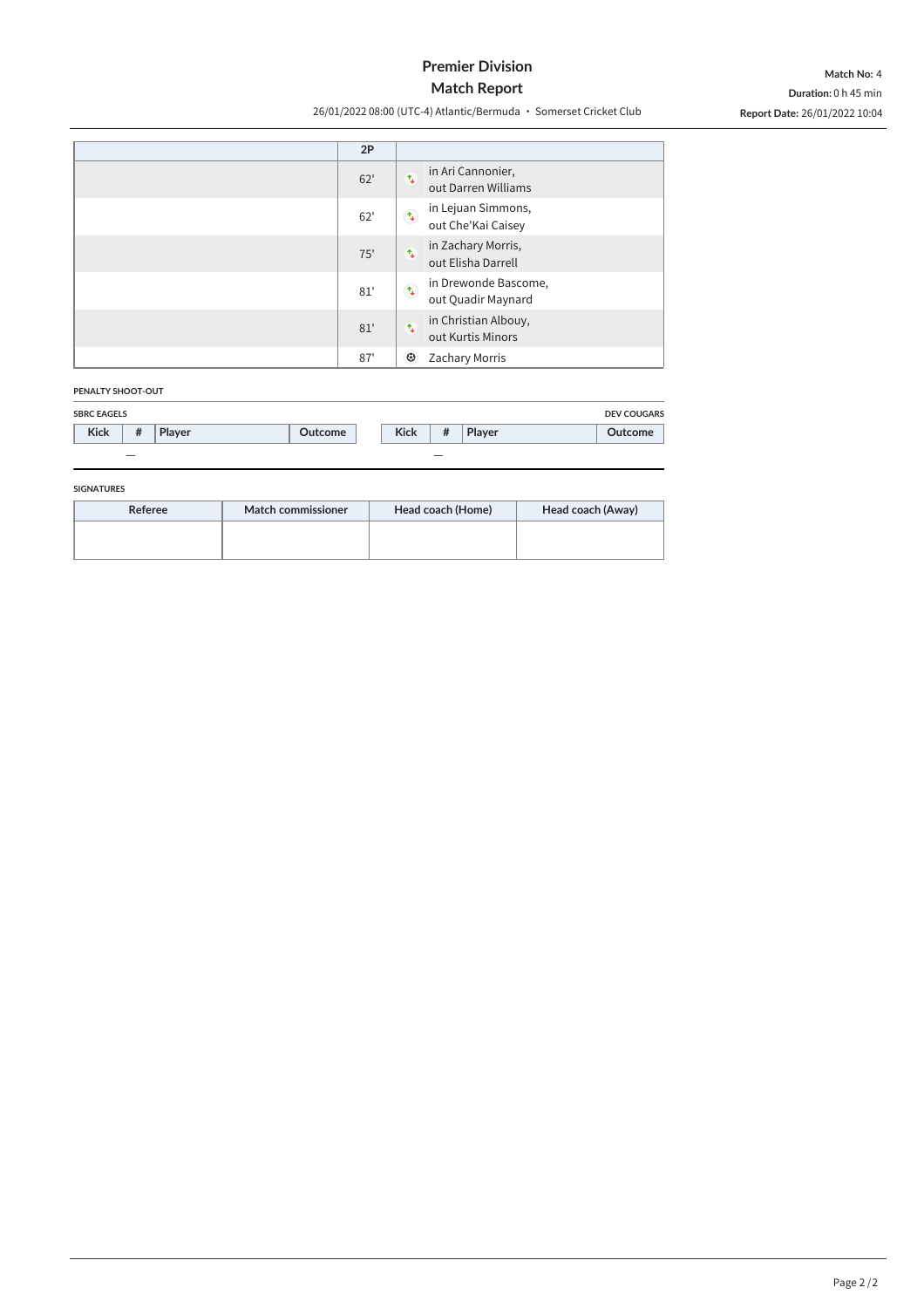# Premier Division
## Match Report

26/01/2022 08:00 (UTC-4) Atlantic/Bermuda • Somerset Cricket Club

**Match No:** 4
**Duration:** 0 h 45 min
**Report Date:** 26/01/2022 10:04

| | 2P | | |
|---|---|---|---|
| | 62' | ⇅ | in Ari Cannonier, out Darren Williams |
| | 62' | ⇅ | in Lejuan Simmons, out Che'Kai Caisey |
| | 75' | ⇅ | in Zachary Morris, out Elisha Darrell |
| | 81' | ⇅ | in Drewonde Bascome, out Quadir Maynard |
| | 81' | ⇅ | in Christian Albouy, out Kurtis Minors |
| | 87' | ⚽ | Zachary Morris |

**PENALTY SHOOT-OUT**

**SBRC EAGELS**

| Kick | # | Player | Outcome |
|---|---|---|---|
| — | | | |

**DEV COUGARS**

| Kick | # | Player | Outcome |
|---|---|---|---|
| — | | | |

**SIGNATURES**

| Referee | Match commissioner | Head coach (Home) | Head coach (Away) |
|---|---|---|---|
| | | | |